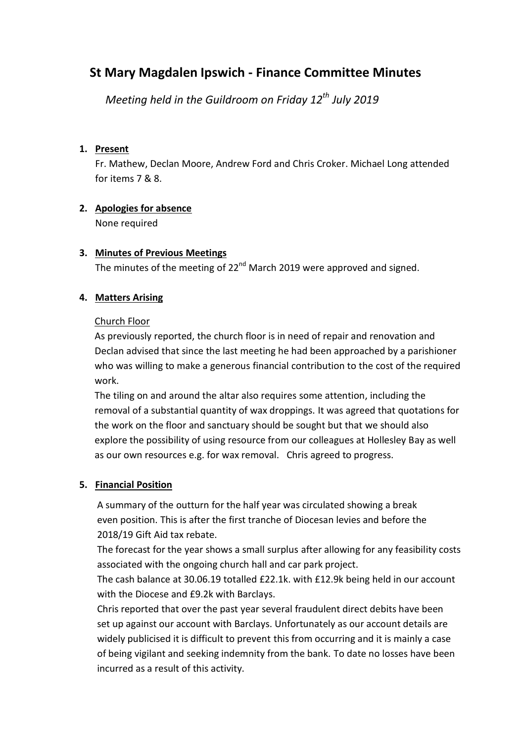# St Mary Magdalen Ipswich - Finance Committee Minutes

*Meeting held in the Guildroom on Friday 12th July 2019*

1. **Present**

   Fr. Mathew, Declan Moore, Andrew Ford and Chris Croker. Michael Long attended for items 7 & 8.

2. **Apologies for absence**

   None required

3. **Minutes of Previous Meetings**

   The minutes of the meeting of 22nd March 2019 were approved and signed.

4. **Matters Arising**

   Church Floor

   As previously reported, the church floor is in need of repair and renovation and Declan advised that since the last meeting he had been approached by a parishioner who was willing to make a generous financial contribution to the cost of the required work.

   The tiling on and around the altar also requires some attention, including the removal of a substantial quantity of wax droppings. It was agreed that quotations for the work on the floor and sanctuary should be sought but that we should also explore the possibility of using resource from our colleagues at Hollesley Bay as well as our own resources e.g. for wax removal. Chris agreed to progress.

5. **Financial Position**

   A summary of the outturn for the half year was circulated showing a break even position. This is after the first tranche of Diocesan levies and before the 2018/19 Gift Aid tax rebate.

   The forecast for the year shows a small surplus after allowing for any feasibility costs associated with the ongoing church hall and car park project.

   The cash balance at 30.06.19 totalled £22.1k. with £12.9k being held in our account with the Diocese and £9.2k with Barclays.

   Chris reported that over the past year several fraudulent direct debits have been set up against our account with Barclays. Unfortunately as our account details are widely publicised it is difficult to prevent this from occurring and it is mainly a case of being vigilant and seeking indemnity from the bank. To date no losses have been incurred as a result of this activity.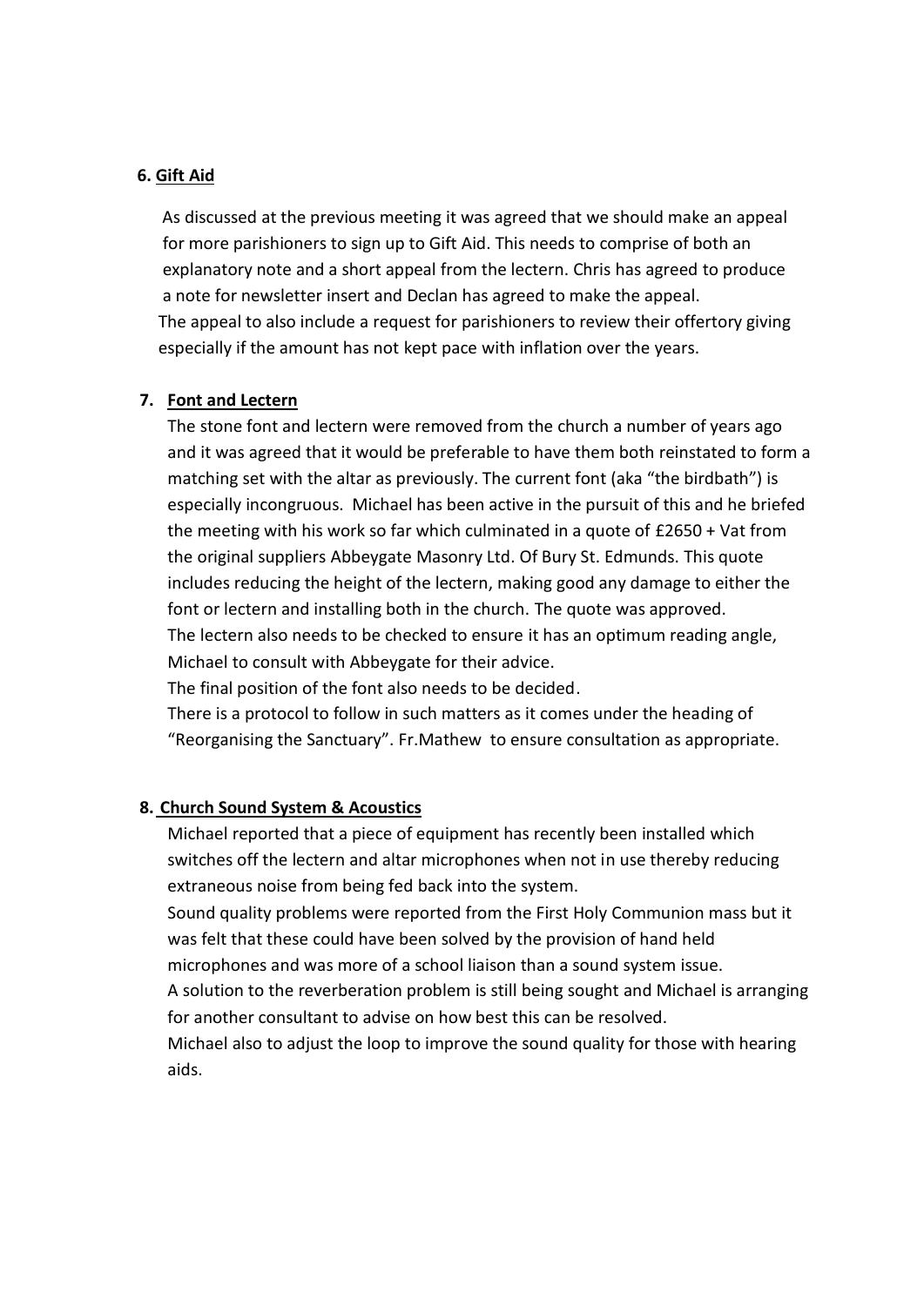**6. Gift Aid**

As discussed at the previous meeting it was agreed that we should make an appeal for more parishioners to sign up to Gift Aid. This needs to comprise of both an explanatory note and a short appeal from the lectern. Chris has agreed to produce a note for newsletter insert and Declan has agreed to make the appeal. The appeal to also include a request for parishioners to review their offertory giving especially if the amount has not kept pace with inflation over the years.

**7. Font and Lectern**

The stone font and lectern were removed from the church a number of years ago and it was agreed that it would be preferable to have them both reinstated to form a matching set with the altar as previously. The current font (aka "the birdbath") is especially incongruous. Michael has been active in the pursuit of this and he briefed the meeting with his work so far which culminated in a quote of £2650 + Vat from the original suppliers Abbeygate Masonry Ltd. Of Bury St. Edmunds. This quote includes reducing the height of the lectern, making good any damage to either the font or lectern and installing both in the church. The quote was approved.
The lectern also needs to be checked to ensure it has an optimum reading angle, Michael to consult with Abbeygate for their advice.
The final position of the font also needs to be decided.
There is a protocol to follow in such matters as it comes under the heading of "Reorganising the Sanctuary". Fr.Mathew to ensure consultation as appropriate.

**8. Church Sound System & Acoustics**

Michael reported that a piece of equipment has recently been installed which switches off the lectern and altar microphones when not in use thereby reducing extraneous noise from being fed back into the system.
Sound quality problems were reported from the First Holy Communion mass but it was felt that these could have been solved by the provision of hand held microphones and was more of a school liaison than a sound system issue.
A solution to the reverberation problem is still being sought and Michael is arranging for another consultant to advise on how best this can be resolved.
Michael also to adjust the loop to improve the sound quality for those with hearing aids.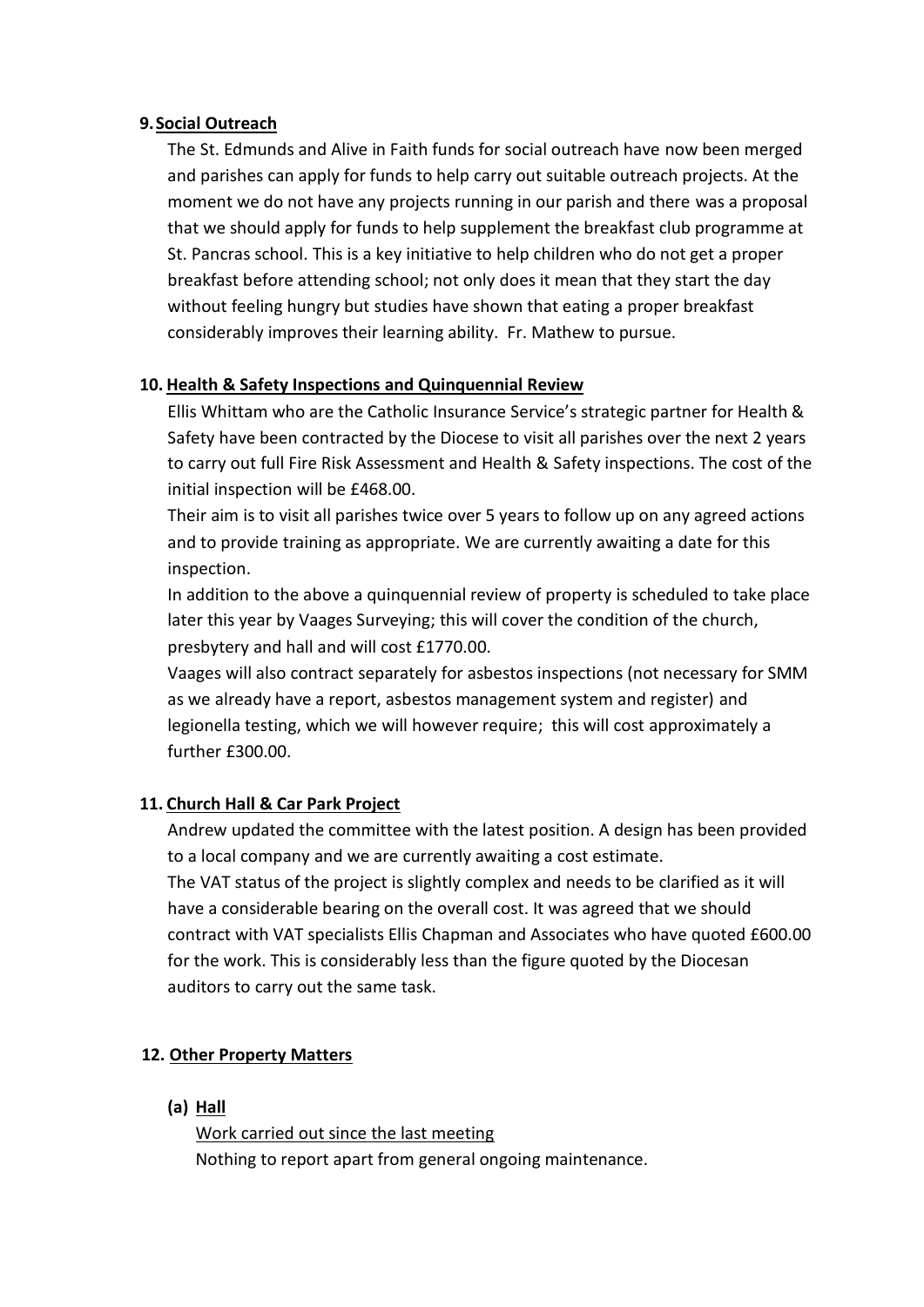## 9. Social Outreach

The St. Edmunds and Alive in Faith funds for social outreach have now been merged and parishes can apply for funds to help carry out suitable outreach projects. At the moment we do not have any projects running in our parish and there was a proposal that we should apply for funds to help supplement the breakfast club programme at St. Pancras school. This is a key initiative to help children who do not get a proper breakfast before attending school; not only does it mean that they start the day without feeling hungry but studies have shown that eating a proper breakfast considerably improves their learning ability. Fr. Mathew to pursue.

## 10. Health & Safety Inspections and Quinquennial Review

Ellis Whittam who are the Catholic Insurance Service's strategic partner for Health & Safety have been contracted by the Diocese to visit all parishes over the next 2 years to carry out full Fire Risk Assessment and Health & Safety inspections. The cost of the initial inspection will be £468.00.

Their aim is to visit all parishes twice over 5 years to follow up on any agreed actions and to provide training as appropriate. We are currently awaiting a date for this inspection.

In addition to the above a quinquennial review of property is scheduled to take place later this year by Vaages Surveying; this will cover the condition of the church, presbytery and hall and will cost £1770.00.

Vaages will also contract separately for asbestos inspections (not necessary for SMM as we already have a report, asbestos management system and register) and legionella testing, which we will however require; this will cost approximately a further £300.00.

## 11. Church Hall & Car Park Project

Andrew updated the committee with the latest position. A design has been provided to a local company and we are currently awaiting a cost estimate.

The VAT status of the project is slightly complex and needs to be clarified as it will have a considerable bearing on the overall cost. It was agreed that we should contract with VAT specialists Ellis Chapman and Associates who have quoted £600.00 for the work. This is considerably less than the figure quoted by the Diocesan auditors to carry out the same task.

## 12. Other Property Matters

### (a) Hall

Work carried out since the last meeting

Nothing to report apart from general ongoing maintenance.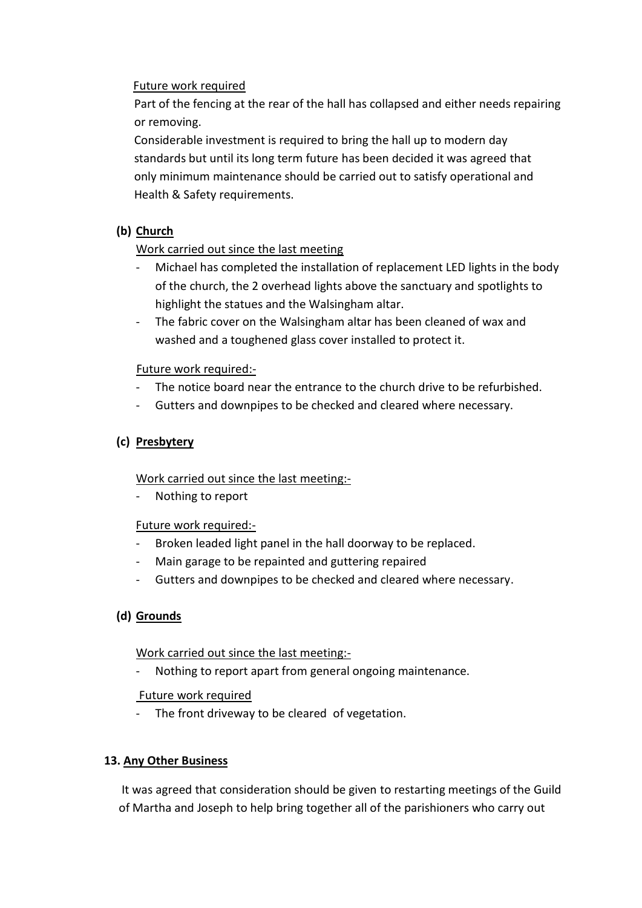Future work required

Part of the fencing at the rear of the hall has collapsed and either needs repairing or removing.

Considerable investment is required to bring the hall up to modern day standards but until its long term future has been decided it was agreed that only minimum maintenance should be carried out to satisfy operational and Health & Safety requirements.

**(b) Church**

Work carried out since the last meeting

- Michael has completed the installation of replacement LED lights in the body of the church, the 2 overhead lights above the sanctuary and spotlights to highlight the statues and the Walsingham altar.
- The fabric cover on the Walsingham altar has been cleaned of wax and washed and a toughened glass cover installed to protect it.

Future work required:-

- The notice board near the entrance to the church drive to be refurbished.
- Gutters and downpipes to be checked and cleared where necessary.

**(c) Presbytery**

Work carried out since the last meeting:-

- Nothing to report

Future work required:-

- Broken leaded light panel in the hall doorway to be replaced.
- Main garage to be repainted and guttering repaired
- Gutters and downpipes to be checked and cleared where necessary.

**(d) Grounds**

Work carried out since the last meeting:-

- Nothing to report apart from general ongoing maintenance.

Future work required

- The front driveway to be cleared of vegetation.

**13. Any Other Business**

It was agreed that consideration should be given to restarting meetings of the Guild of Martha and Joseph to help bring together all of the parishioners who carry out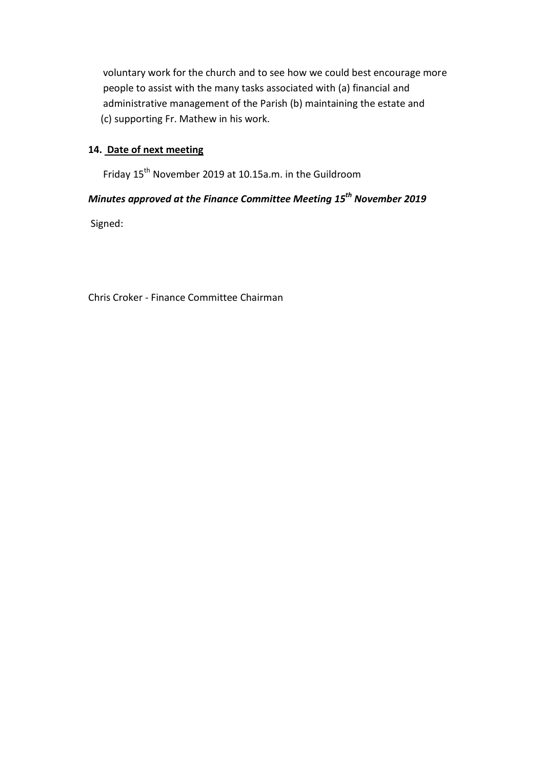voluntary work for the church and to see how we could best encourage more people to assist with the many tasks associated with (a) financial and administrative management of the Parish (b) maintaining the estate and (c) supporting Fr. Mathew in his work.

**14. Date of next meeting**

Friday 15th November 2019 at 10.15a.m. in the Guildroom

***Minutes approved at the Finance Committee Meeting 15th November 2019***

Signed:

Chris Croker - Finance Committee Chairman